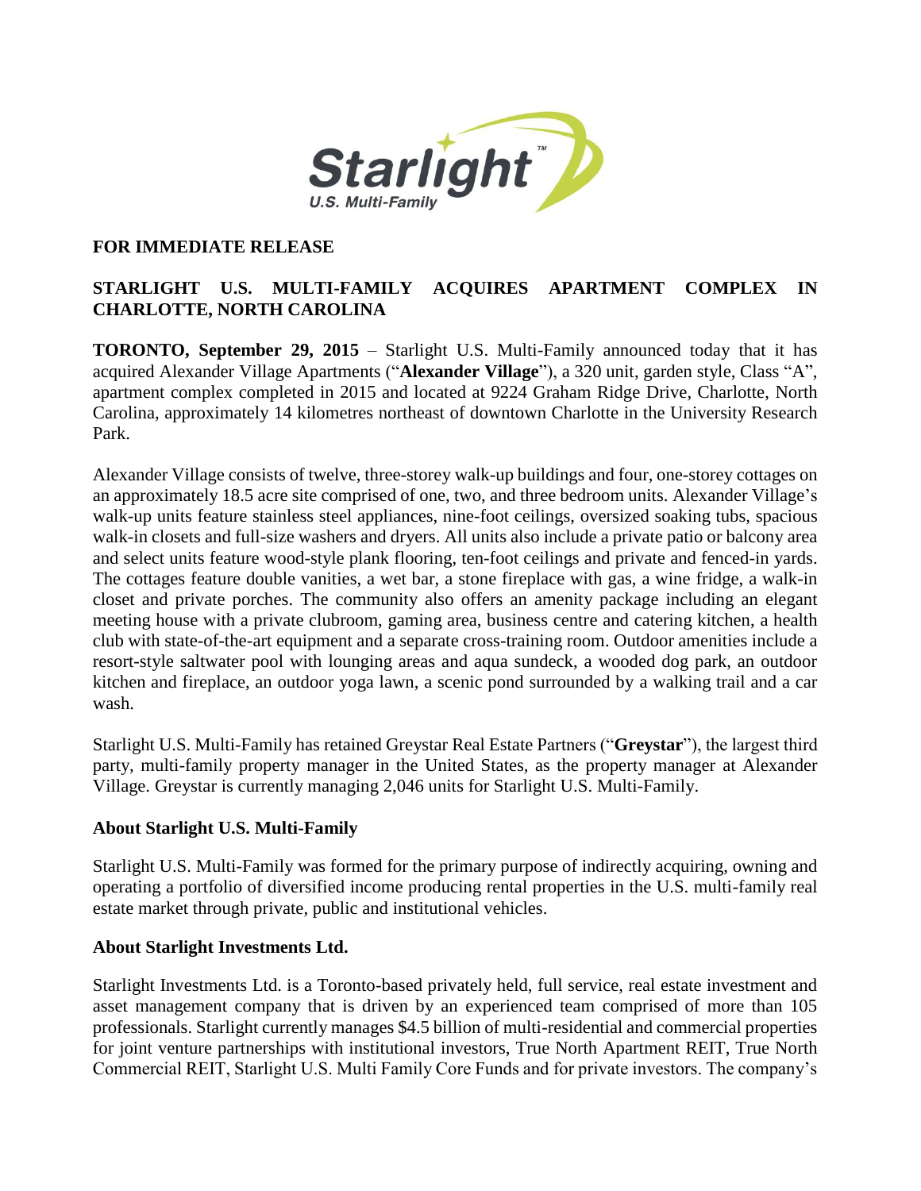**FOR IMMEDIATE RELEASE**

**STARLIGHT U.S. MULTI-FAMILY ACQUIRES APARTMENT COMPLEX IN CHARLOTTE, NORTH CAROLINA**

**TORONTO, September 29, 2015** – Starlight U.S. Multi-Family announced today that it has acquired Alexander Village Apartments ("**Alexander Village**"), a 320 unit, garden style, Class "A", apartment complex completed in 2015 and located at 9224 Graham Ridge Drive, Charlotte, North Carolina, approximately 14 kilometres northeast of downtown Charlotte in the University Research Park.

Alexander Village consists of twelve, three-storey walk-up buildings and four, one-storey cottages on an approximately 18.5 acre site comprised of one, two, and three bedroom units. Alexander Village's walk-up units feature stainless steel appliances, nine-foot ceilings, oversized soaking tubs, spacious walk-in closets and full-size washers and dryers. All units also include a private patio or balcony area and select units feature wood-style plank flooring, ten-foot ceilings and private and fenced-in yards. The cottages feature double vanities, a wet bar, a stone fireplace with gas, a wine fridge, a walk-in closet and private porches. The community also offers an amenity package including an elegant meeting house with a private clubroom, gaming area, business centre and catering kitchen, a health club with state-of-the-art equipment and a separate cross-training room. Outdoor amenities include a resort-style saltwater pool with lounging areas and aqua sundeck, a wooded dog park, an outdoor kitchen and fireplace, an outdoor yoga lawn, a scenic pond surrounded by a walking trail and a car wash.

Starlight U.S. Multi-Family has retained Greystar Real Estate Partners ("**Greystar**"), the largest third party, multi-family property manager in the United States, as the property manager at Alexander Village. Greystar is currently managing 2,046 units for Starlight U.S. Multi-Family.

## About Starlight U.S. Multi-Family

Starlight U.S. Multi-Family was formed for the primary purpose of indirectly acquiring, owning and operating a portfolio of diversified income producing rental properties in the U.S. multi-family real estate market through private, public and institutional vehicles.

## About Starlight Investments Ltd.

Starlight Investments Ltd. is a Toronto-based privately held, full service, real estate investment and asset management company that is driven by an experienced team comprised of more than 105 professionals. Starlight currently manages $4.5 billion of multi-residential and commercial properties for joint venture partnerships with institutional investors, True North Apartment REIT, True North Commercial REIT, Starlight U.S. Multi Family Core Funds and for private investors. The company's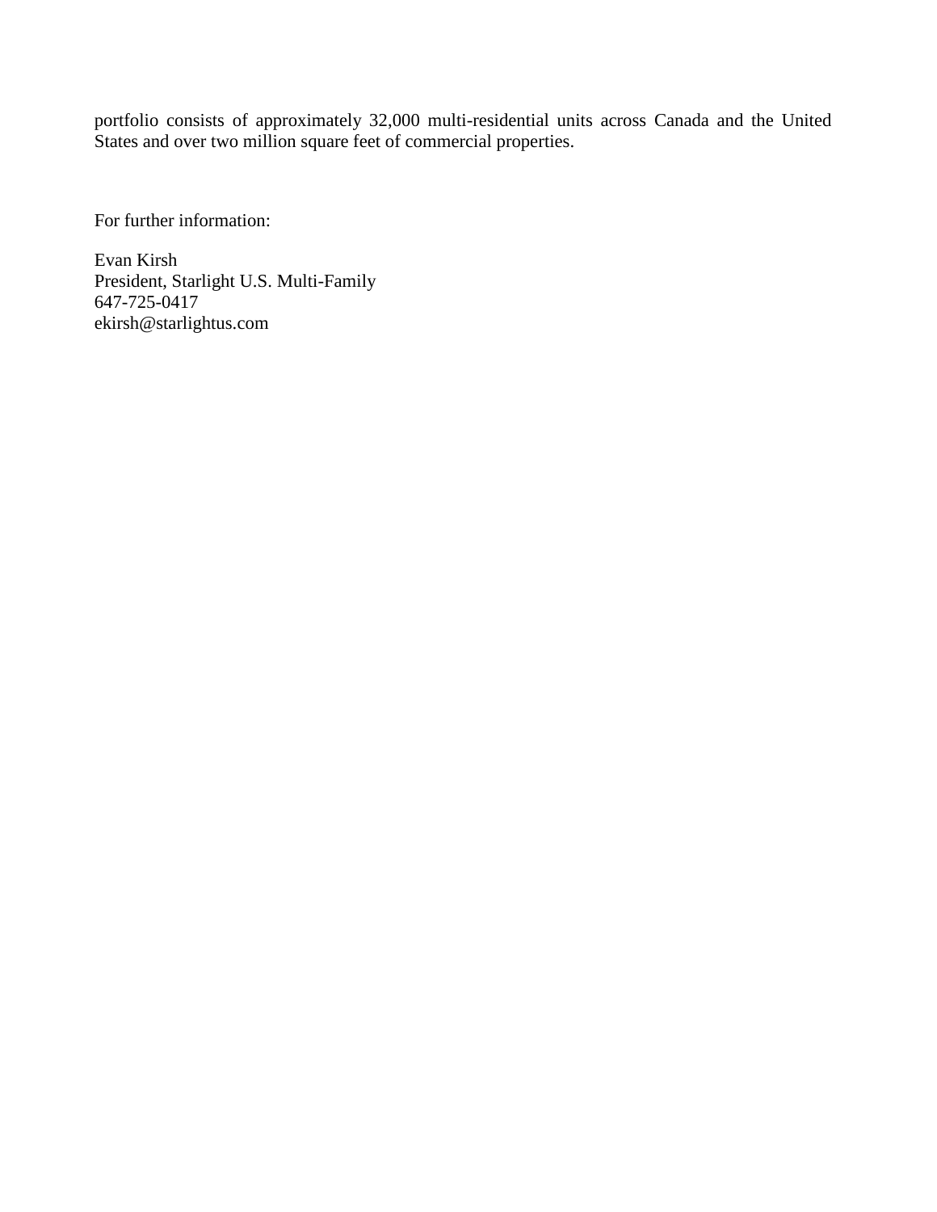portfolio consists of approximately 32,000 multi-residential units across Canada and the United States and over two million square feet of commercial properties.

For further information:

Evan Kirsh
President, Starlight U.S. Multi-Family
647-725-0417
ekirsh@starlightus.com